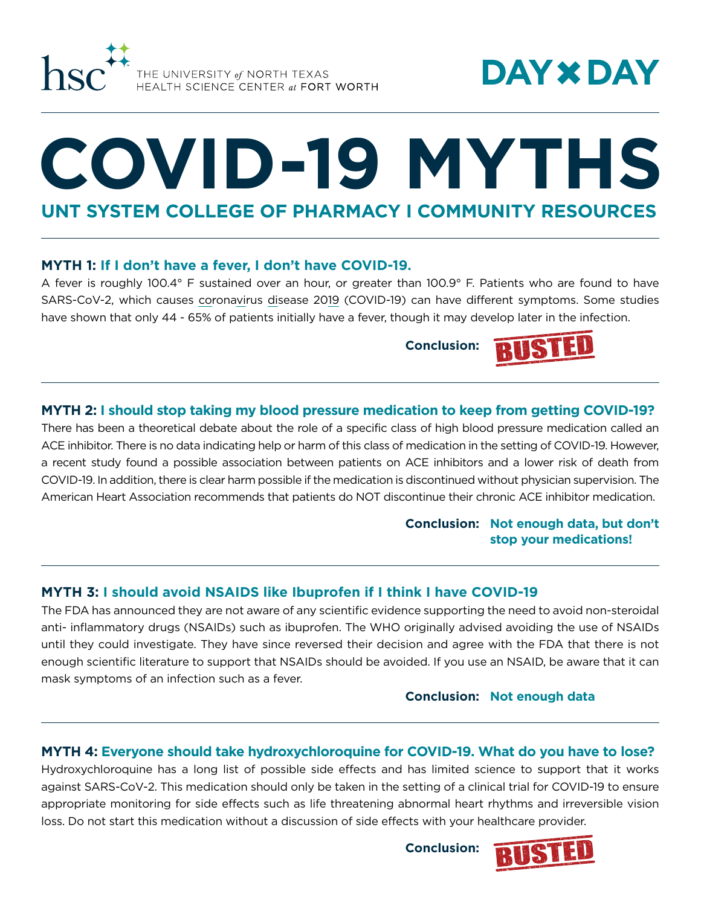hsc THE UNIVERSITY of NORTH TEXAS HEALTH SCIENCE CENTER at FORT WORTH

DAY ✖ DAY

# COVID-19 MYTHS

## UNT SYSTEM COLLEGE OF PHARMACY I COMMUNITY RESOURCES

---

**MYTH 1: If I don't have a fever, I don't have COVID-19.**

A fever is roughly 100.4° F sustained over an hour, or greater than 100.9° F. Patients who are found to have SARS-CoV-2, which causes coronavirus disease 2019 (COVID-19) can have different symptoms. Some studies have shown that only 44 - 65% of patients initially have a fever, though it may develop later in the infection.

**Conclusion:** BUSTED

---

**MYTH 2: I should stop taking my blood pressure medication to keep from getting COVID-19?**

There has been a theoretical debate about the role of a specific class of high blood pressure medication called an ACE inhibitor. There is no data indicating help or harm of this class of medication in the setting of COVID-19. However, a recent study found a possible association between patients on ACE inhibitors and a lower risk of death from COVID-19. In addition, there is clear harm possible if the medication is discontinued without physician supervision. The American Heart Association recommends that patients do NOT discontinue their chronic ACE inhibitor medication.

**Conclusion:** **Not enough data, but don't stop your medications!**

---

**MYTH 3: I should avoid NSAIDS like Ibuprofen if I think I have COVID-19**

The FDA has announced they are not aware of any scientific evidence supporting the need to avoid non-steroidal anti- inflammatory drugs (NSAIDs) such as ibuprofen. The WHO originally advised avoiding the use of NSAIDs until they could investigate. They have since reversed their decision and agree with the FDA that there is not enough scientific literature to support that NSAIDs should be avoided. If you use an NSAID, be aware that it can mask symptoms of an infection such as a fever.

**Conclusion:** **Not enough data**

---

**MYTH 4: Everyone should take hydroxychloroquine for COVID-19. What do you have to lose?**

Hydroxychloroquine has a long list of possible side effects and has limited science to support that it works against SARS-CoV-2. This medication should only be taken in the setting of a clinical trial for COVID-19 to ensure appropriate monitoring for side effects such as life threatening abnormal heart rhythms and irreversible vision loss. Do not start this medication without a discussion of side effects with your healthcare provider.

**Conclusion:** BUSTED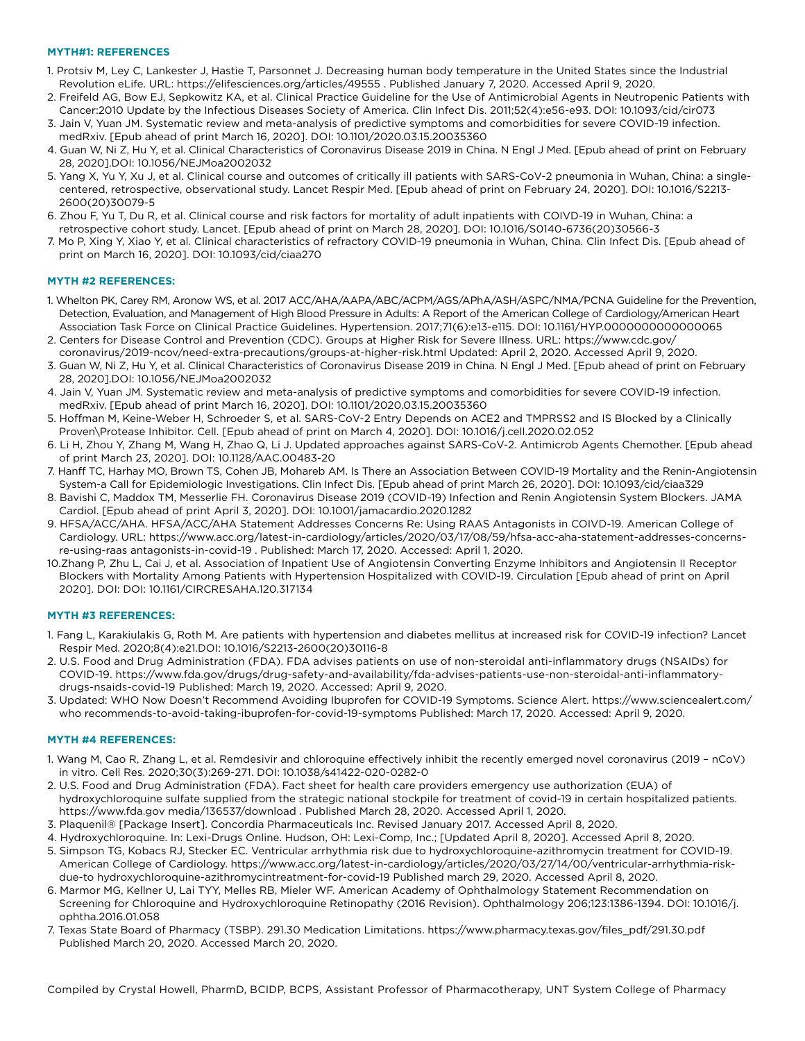**MYTH#1: REFERENCES**

1. Protsiv M, Ley C, Lankester J, Hastie T, Parsonnet J. Decreasing human body temperature in the United States since the Industrial Revolution eLife. URL: https://elifesciences.org/articles/49555 . Published January 7, 2020. Accessed April 9, 2020.
2. Freifeld AG, Bow EJ, Sepkowitz KA, et al. Clinical Practice Guideline for the Use of Antimicrobial Agents in Neutropenic Patients with Cancer:2010 Update by the Infectious Diseases Society of America. Clin Infect Dis. 2011;52(4):e56-e93. DOI: 10.1093/cid/cir073
3. Jain V, Yuan JM. Systematic review and meta-analysis of predictive symptoms and comorbidities for severe COVID-19 infection. medRxiv. [Epub ahead of print March 16, 2020]. DOI: 10.1101/2020.03.15.20035360
4. Guan W, Ni Z, Hu Y, et al. Clinical Characteristics of Coronavirus Disease 2019 in China. N Engl J Med. [Epub ahead of print on February 28, 2020].DOI: 10.1056/NEJMoa2002032
5. Yang X, Yu Y, Xu J, et al. Clinical course and outcomes of critically ill patients with SARS-CoV-2 pneumonia in Wuhan, China: a single-centered, retrospective, observational study. Lancet Respir Med. [Epub ahead of print on February 24, 2020]. DOI: 10.1016/S2213-2600(20)30079-5
6. Zhou F, Yu T, Du R, et al. Clinical course and risk factors for mortality of adult inpatients with COIVD-19 in Wuhan, China: a retrospective cohort study. Lancet. [Epub ahead of print on March 28, 2020]. DOI: 10.1016/S0140-6736(20)30566-3
7. Mo P, Xing Y, Xiao Y, et al. Clinical characteristics of refractory COVID-19 pneumonia in Wuhan, China. Clin Infect Dis. [Epub ahead of print on March 16, 2020]. DOI: 10.1093/cid/ciaa270

**MYTH #2 REFERENCES:**

1. Whelton PK, Carey RM, Aronow WS, et al. 2017 ACC/AHA/AAPA/ABC/ACPM/AGS/APhA/ASH/ASPC/NMA/PCNA Guideline for the Prevention, Detection, Evaluation, and Management of High Blood Pressure in Adults: A Report of the American College of Cardiology/American Heart Association Task Force on Clinical Practice Guidelines. Hypertension. 2017;71(6):e13-e115. DOI: 10.1161/HYP.0000000000000065
2. Centers for Disease Control and Prevention (CDC). Groups at Higher Risk for Severe Illness. URL: https://www.cdc.gov/coronavirus/2019-ncov/need-extra-precautions/groups-at-higher-risk.html Updated: April 2, 2020. Accessed April 9, 2020.
3. Guan W, Ni Z, Hu Y, et al. Clinical Characteristics of Coronavirus Disease 2019 in China. N Engl J Med. [Epub ahead of print on February 28, 2020].DOI: 10.1056/NEJMoa2002032
4. Jain V, Yuan JM. Systematic review and meta-analysis of predictive symptoms and comorbidities for severe COVID-19 infection. medRxiv. [Epub ahead of print March 16, 2020]. DOI: 10.1101/2020.03.15.20035360
5. Hoffman M, Keine-Weber H, Schroeder S, et al. SARS-CoV-2 Entry Depends on ACE2 and TMPRSS2 and IS Blocked by a Clinically Proven\Protease Inhibitor. Cell. [Epub ahead of print on March 4, 2020]. DOI: 10.1016/j.cell.2020.02.052
6. Li H, Zhou Y, Zhang M, Wang H, Zhao Q, Li J. Updated approaches against SARS-CoV-2. Antimicrob Agents Chemother. [Epub ahead of print March 23, 2020]. DOI: 10.1128/AAC.00483-20
7. Hanff TC, Harhay MO, Brown TS, Cohen JB, Mohareb AM. Is There an Association Between COVID-19 Mortality and the Renin-Angiotensin System-a Call for Epidemiologic Investigations. Clin Infect Dis. [Epub ahead of print March 26, 2020]. DOI: 10.1093/cid/ciaa329
8. Bavishi C, Maddox TM, Messerlie FH. Coronavirus Disease 2019 (COVID-19) Infection and Renin Angiotensin System Blockers. JAMA Cardiol. [Epub ahead of print April 3, 2020]. DOI: 10.1001/jamacardio.2020.1282
9. HFSA/ACC/AHA. HFSA/ACC/AHA Statement Addresses Concerns Re: Using RAAS Antagonists in COIVD-19. American College of Cardiology. URL: https://www.acc.org/latest-in-cardiology/articles/2020/03/17/08/59/hfsa-acc-aha-statement-addresses-concerns-re-using-raas antagonists-in-covid-19 . Published: March 17, 2020. Accessed: April 1, 2020.
10. Zhang P, Zhu L, Cai J, et al. Association of Inpatient Use of Angiotensin Converting Enzyme Inhibitors and Angiotensin II Receptor Blockers with Mortality Among Patients with Hypertension Hospitalized with COVID-19. Circulation [Epub ahead of print on April 2020]. DOI: DOI: 10.1161/CIRCRESAHA.120.317134

**MYTH #3 REFERENCES:**

1. Fang L, Karakiulakis G, Roth M. Are patients with hypertension and diabetes mellitus at increased risk for COVID-19 infection? Lancet Respir Med. 2020;8(4):e21.DOI: 10.1016/S2213-2600(20)30116-8
2. U.S. Food and Drug Administration (FDA). FDA advises patients on use of non-steroidal anti-inflammatory drugs (NSAIDs) for COVID-19. https://www.fda.gov/drugs/drug-safety-and-availability/fda-advises-patients-use-non-steroidal-anti-inflammatory-drugs-nsaids-covid-19 Published: March 19, 2020. Accessed: April 9, 2020.
3. Updated: WHO Now Doesn't Recommend Avoiding Ibuprofen for COVID-19 Symptoms. Science Alert. https://www.sciencealert.com/who recommends-to-avoid-taking-ibuprofen-for-covid-19-symptoms Published: March 17, 2020. Accessed: April 9, 2020.

**MYTH #4 REFERENCES:**

1. Wang M, Cao R, Zhang L, et al. Remdesivir and chloroquine effectively inhibit the recently emerged novel coronavirus (2019 – nCoV) in vitro. Cell Res. 2020;30(3):269-271. DOI: 10.1038/s41422-020-0282-0
2. U.S. Food and Drug Administration (FDA). Fact sheet for health care providers emergency use authorization (EUA) of hydroxychloroquine sulfate supplied from the strategic national stockpile for treatment of covid-19 in certain hospitalized patients. https://www.fda.gov media/136537/download . Published March 28, 2020. Accessed April 1, 2020.
3. Plaquenil® [Package Insert]. Concordia Pharmaceuticals Inc. Revised January 2017. Accessed April 8, 2020.
4. Hydroxychloroquine. In: Lexi-Drugs Online. Hudson, OH: Lexi-Comp, Inc.; [Updated April 8, 2020]. Accessed April 8, 2020.
5. Simpson TG, Kobacs RJ, Stecker EC. Ventricular arrhythmia risk due to hydroxychloroquine-azithromycin treatment for COVID-19. American College of Cardiology. https://www.acc.org/latest-in-cardiology/articles/2020/03/27/14/00/ventricular-arrhythmia-risk-due-to hydroxychloroquine-azithromycintreatment-for-covid-19 Published march 29, 2020. Accessed April 8, 2020.
6. Marmor MG, Kellner U, Lai TYY, Melles RB, Mieler WF. American Academy of Ophthalmology Statement Recommendation on Screening for Chloroquine and Hydroxychloroquine Retinopathy (2016 Revision). Ophthalmology 206;123:1386-1394. DOI: 10.1016/j.ophtha.2016.01.058
7. Texas State Board of Pharmacy (TSBP). 291.30 Medication Limitations. https://www.pharmacy.texas.gov/files_pdf/291.30.pdf Published March 20, 2020. Accessed March 20, 2020.

Compiled by Crystal Howell, PharmD, BCIDP, BCPS, Assistant Professor of Pharmacotherapy, UNT System College of Pharmacy